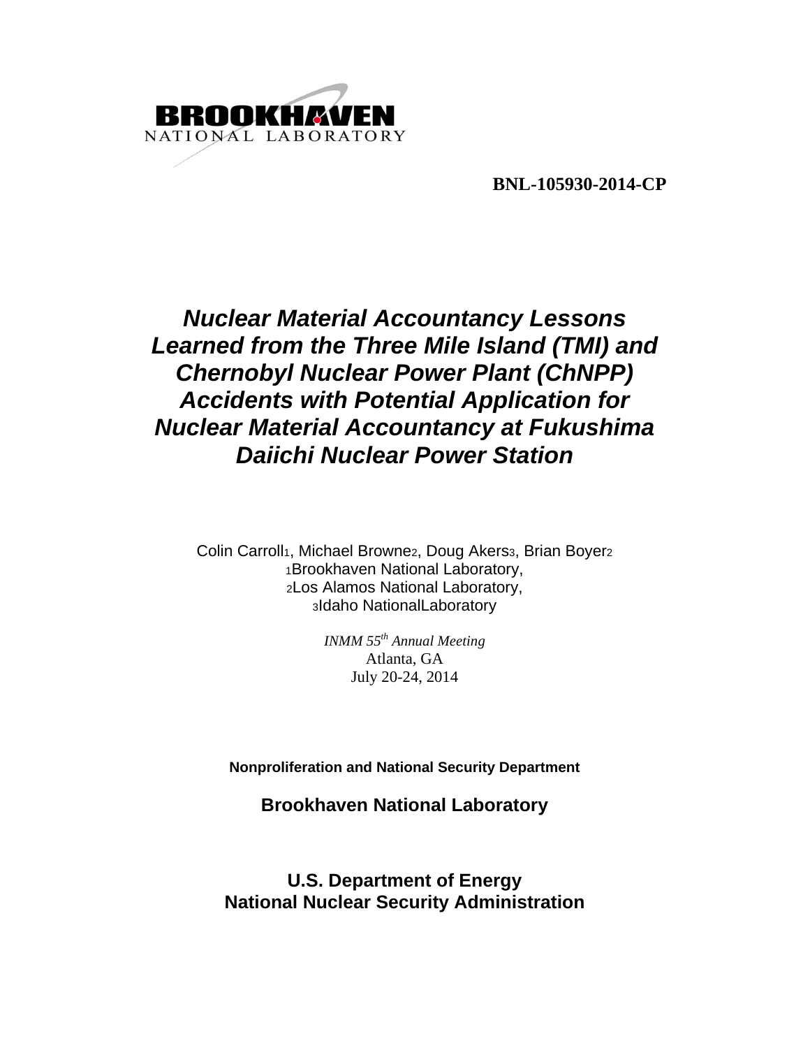BROOKHAVEN NATIONAL LABORATORY

**BNL-105930-2014-CP**

# *Nuclear Material Accountancy Lessons Learned from the Three Mile Island (TMI) and Chernobyl Nuclear Power Plant (ChNPP) Accidents with Potential Application for Nuclear Material Accountancy at Fukushima Daiichi Nuclear Power Station*

Colin Carroll[1], Michael Browne[2], Doug Akers[3], Brian Boyer[2]
[1]Brookhaven National Laboratory,
[2]Los Alamos National Laboratory,
[3]Idaho NationalLaboratory

*INMM 55th Annual Meeting*
Atlanta, GA
July 20-24, 2014

**Nonproliferation and National Security Department**

**Brookhaven National Laboratory**

**U.S. Department of Energy**
**National Nuclear Security Administration**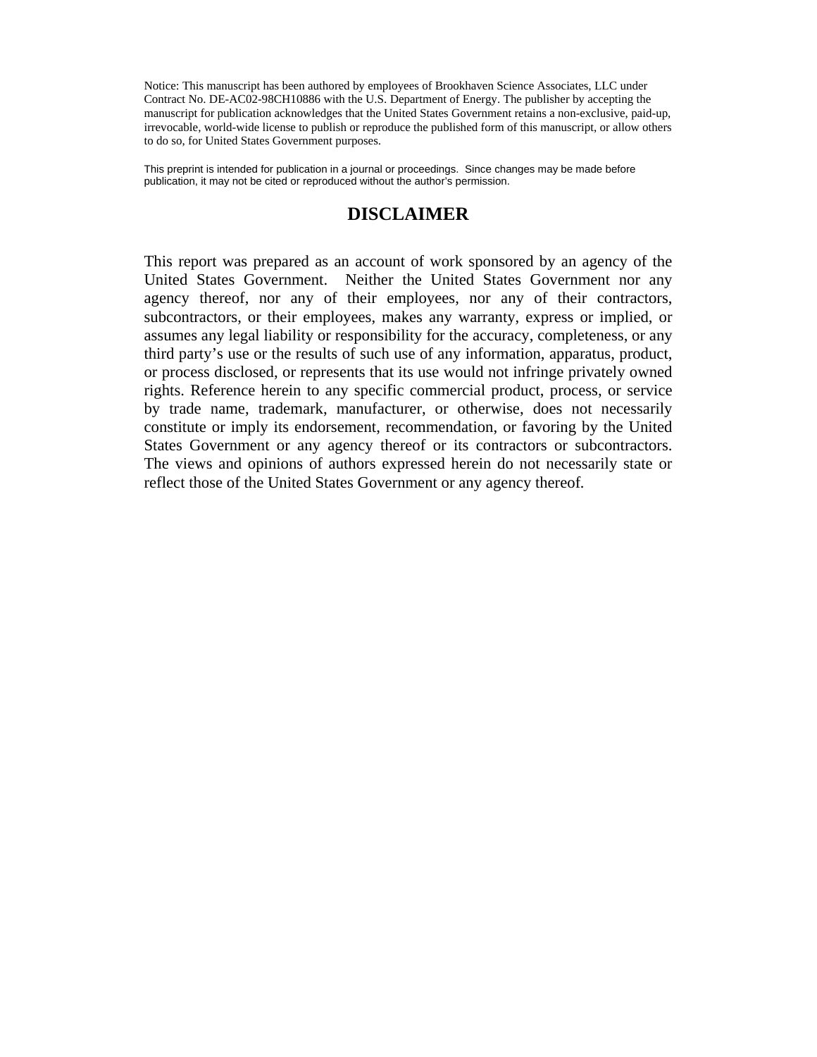Notice: This manuscript has been authored by employees of Brookhaven Science Associates, LLC under Contract No. DE-AC02-98CH10886 with the U.S. Department of Energy. The publisher by accepting the manuscript for publication acknowledges that the United States Government retains a non-exclusive, paid-up, irrevocable, world-wide license to publish or reproduce the published form of this manuscript, or allow others to do so, for United States Government purposes.

This preprint is intended for publication in a journal or proceedings. Since changes may be made before publication, it may not be cited or reproduced without the author's permission.

## DISCLAIMER

This report was prepared as an account of work sponsored by an agency of the United States Government. Neither the United States Government nor any agency thereof, nor any of their employees, nor any of their contractors, subcontractors, or their employees, makes any warranty, express or implied, or assumes any legal liability or responsibility for the accuracy, completeness, or any third party's use or the results of such use of any information, apparatus, product, or process disclosed, or represents that its use would not infringe privately owned rights. Reference herein to any specific commercial product, process, or service by trade name, trademark, manufacturer, or otherwise, does not necessarily constitute or imply its endorsement, recommendation, or favoring by the United States Government or any agency thereof or its contractors or subcontractors. The views and opinions of authors expressed herein do not necessarily state or reflect those of the United States Government or any agency thereof.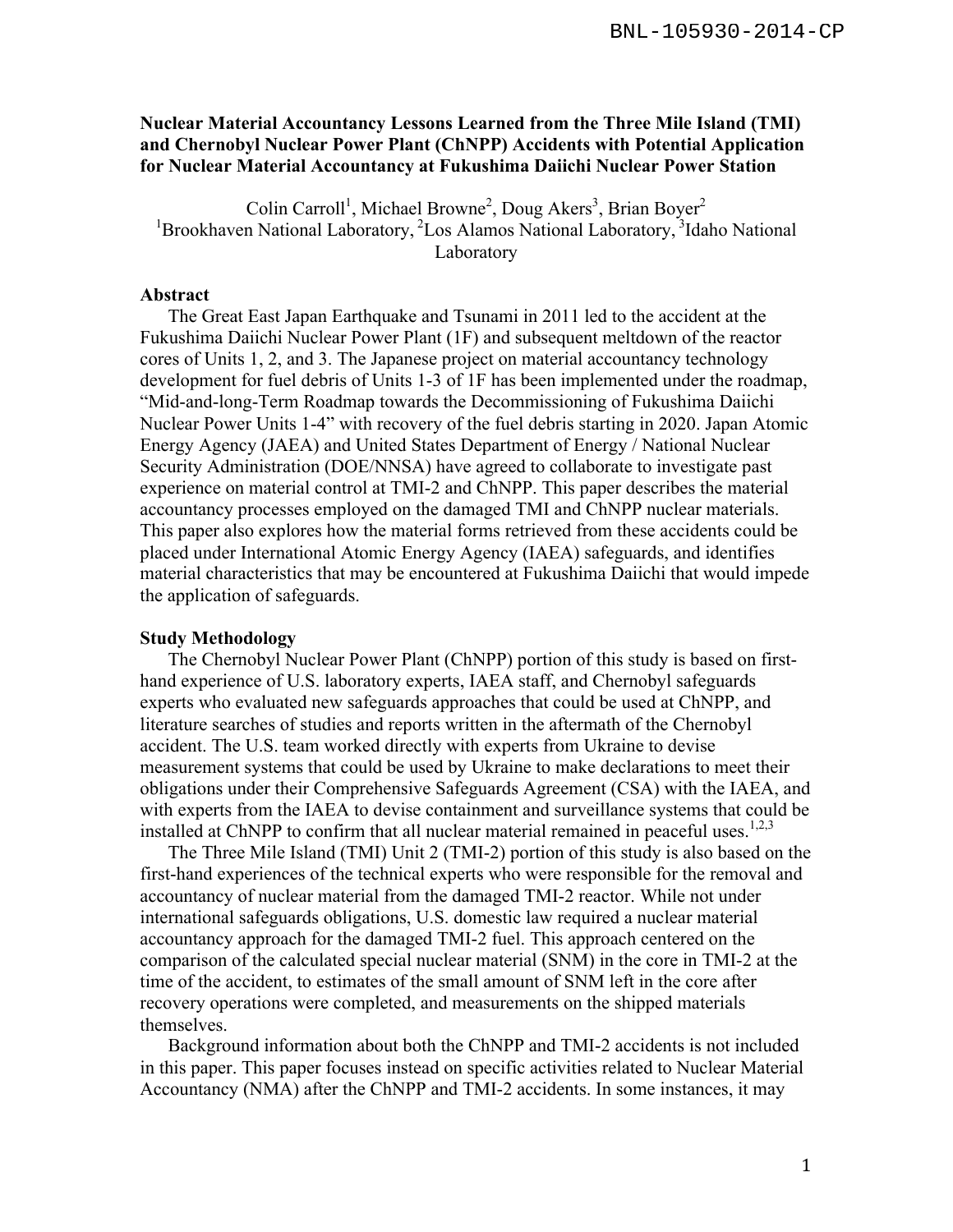BNL-105930-2014-CP

**Nuclear Material Accountancy Lessons Learned from the Three Mile Island (TMI) and Chernobyl Nuclear Power Plant (ChNPP) Accidents with Potential Application for Nuclear Material Accountancy at Fukushima Daiichi Nuclear Power Station**

Colin Carroll[1], Michael Browne[2], Doug Akers[3], Brian Boyer[2]
[1]Brookhaven National Laboratory, [2]Los Alamos National Laboratory, [3]Idaho National Laboratory

## Abstract

The Great East Japan Earthquake and Tsunami in 2011 led to the accident at the Fukushima Daiichi Nuclear Power Plant (1F) and subsequent meltdown of the reactor cores of Units 1, 2, and 3. The Japanese project on material accountancy technology development for fuel debris of Units 1-3 of 1F has been implemented under the roadmap, "Mid-and-long-Term Roadmap towards the Decommissioning of Fukushima Daiichi Nuclear Power Units 1-4" with recovery of the fuel debris starting in 2020. Japan Atomic Energy Agency (JAEA) and United States Department of Energy / National Nuclear Security Administration (DOE/NNSA) have agreed to collaborate to investigate past experience on material control at TMI-2 and ChNPP. This paper describes the material accountancy processes employed on the damaged TMI and ChNPP nuclear materials. This paper also explores how the material forms retrieved from these accidents could be placed under International Atomic Energy Agency (IAEA) safeguards, and identifies material characteristics that may be encountered at Fukushima Daiichi that would impede the application of safeguards.

## Study Methodology

The Chernobyl Nuclear Power Plant (ChNPP) portion of this study is based on first-hand experience of U.S. laboratory experts, IAEA staff, and Chernobyl safeguards experts who evaluated new safeguards approaches that could be used at ChNPP, and literature searches of studies and reports written in the aftermath of the Chernobyl accident. The U.S. team worked directly with experts from Ukraine to devise measurement systems that could be used by Ukraine to make declarations to meet their obligations under their Comprehensive Safeguards Agreement (CSA) with the IAEA, and with experts from the IAEA to devise containment and surveillance systems that could be installed at ChNPP to confirm that all nuclear material remained in peaceful uses.[1,2,3]

The Three Mile Island (TMI) Unit 2 (TMI-2) portion of this study is also based on the first-hand experiences of the technical experts who were responsible for the removal and accountancy of nuclear material from the damaged TMI-2 reactor. While not under international safeguards obligations, U.S. domestic law required a nuclear material accountancy approach for the damaged TMI-2 fuel. This approach centered on the comparison of the calculated special nuclear material (SNM) in the core in TMI-2 at the time of the accident, to estimates of the small amount of SNM left in the core after recovery operations were completed, and measurements on the shipped materials themselves.

Background information about both the ChNPP and TMI-2 accidents is not included in this paper. This paper focuses instead on specific activities related to Nuclear Material Accountancy (NMA) after the ChNPP and TMI-2 accidents. In some instances, it may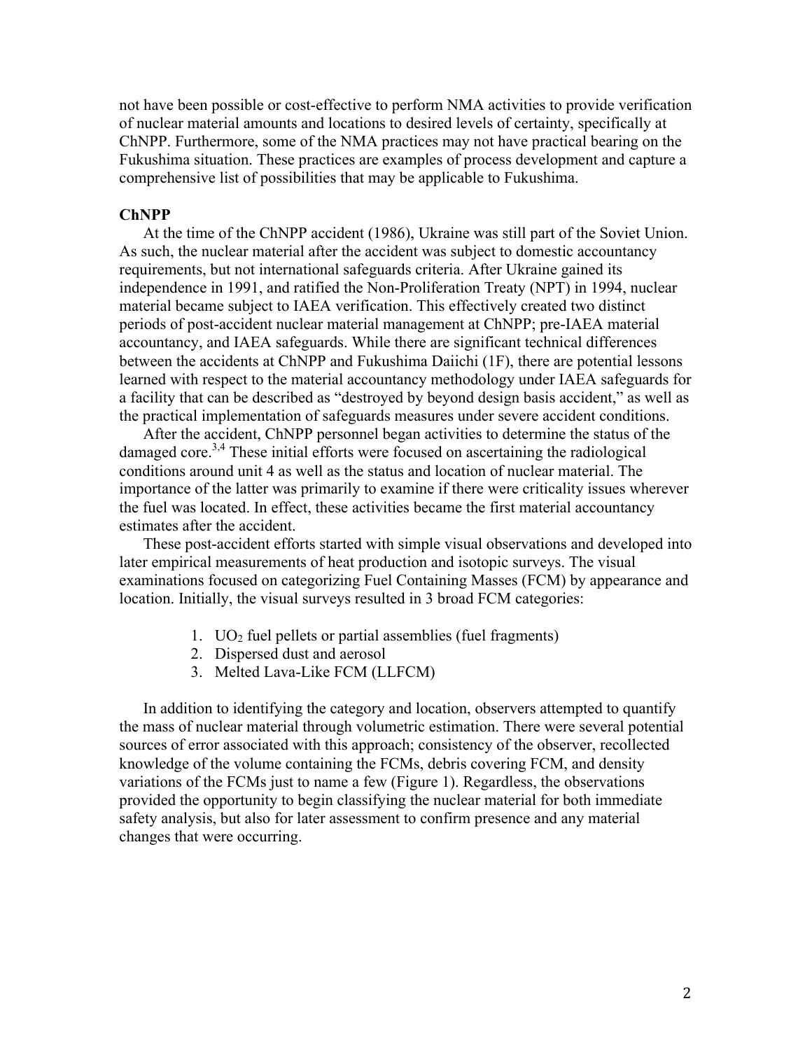not have been possible or cost-effective to perform NMA activities to provide verification of nuclear material amounts and locations to desired levels of certainty, specifically at ChNPP. Furthermore, some of the NMA practices may not have practical bearing on the Fukushima situation. These practices are examples of process development and capture a comprehensive list of possibilities that may be applicable to Fukushima.

### ChNPP

At the time of the ChNPP accident (1986), Ukraine was still part of the Soviet Union. As such, the nuclear material after the accident was subject to domestic accountancy requirements, but not international safeguards criteria. After Ukraine gained its independence in 1991, and ratified the Non-Proliferation Treaty (NPT) in 1994, nuclear material became subject to IAEA verification. This effectively created two distinct periods of post-accident nuclear material management at ChNPP; pre-IAEA material accountancy, and IAEA safeguards. While there are significant technical differences between the accidents at ChNPP and Fukushima Daiichi (1F), there are potential lessons learned with respect to the material accountancy methodology under IAEA safeguards for a facility that can be described as "destroyed by beyond design basis accident," as well as the practical implementation of safeguards measures under severe accident conditions.

After the accident, ChNPP personnel began activities to determine the status of the damaged core.[3,4] These initial efforts were focused on ascertaining the radiological conditions around unit 4 as well as the status and location of nuclear material. The importance of the latter was primarily to examine if there were criticality issues wherever the fuel was located. In effect, these activities became the first material accountancy estimates after the accident.

These post-accident efforts started with simple visual observations and developed into later empirical measurements of heat production and isotopic surveys. The visual examinations focused on categorizing Fuel Containing Masses (FCM) by appearance and location. Initially, the visual surveys resulted in 3 broad FCM categories:

1. $UO_2$ fuel pellets or partial assemblies (fuel fragments)
2. Dispersed dust and aerosol
3. Melted Lava-Like FCM (LLFCM)

In addition to identifying the category and location, observers attempted to quantify the mass of nuclear material through volumetric estimation. There were several potential sources of error associated with this approach; consistency of the observer, recollected knowledge of the volume containing the FCMs, debris covering FCM, and density variations of the FCMs just to name a few (Figure 1). Regardless, the observations provided the opportunity to begin classifying the nuclear material for both immediate safety analysis, but also for later assessment to confirm presence and any material changes that were occurring.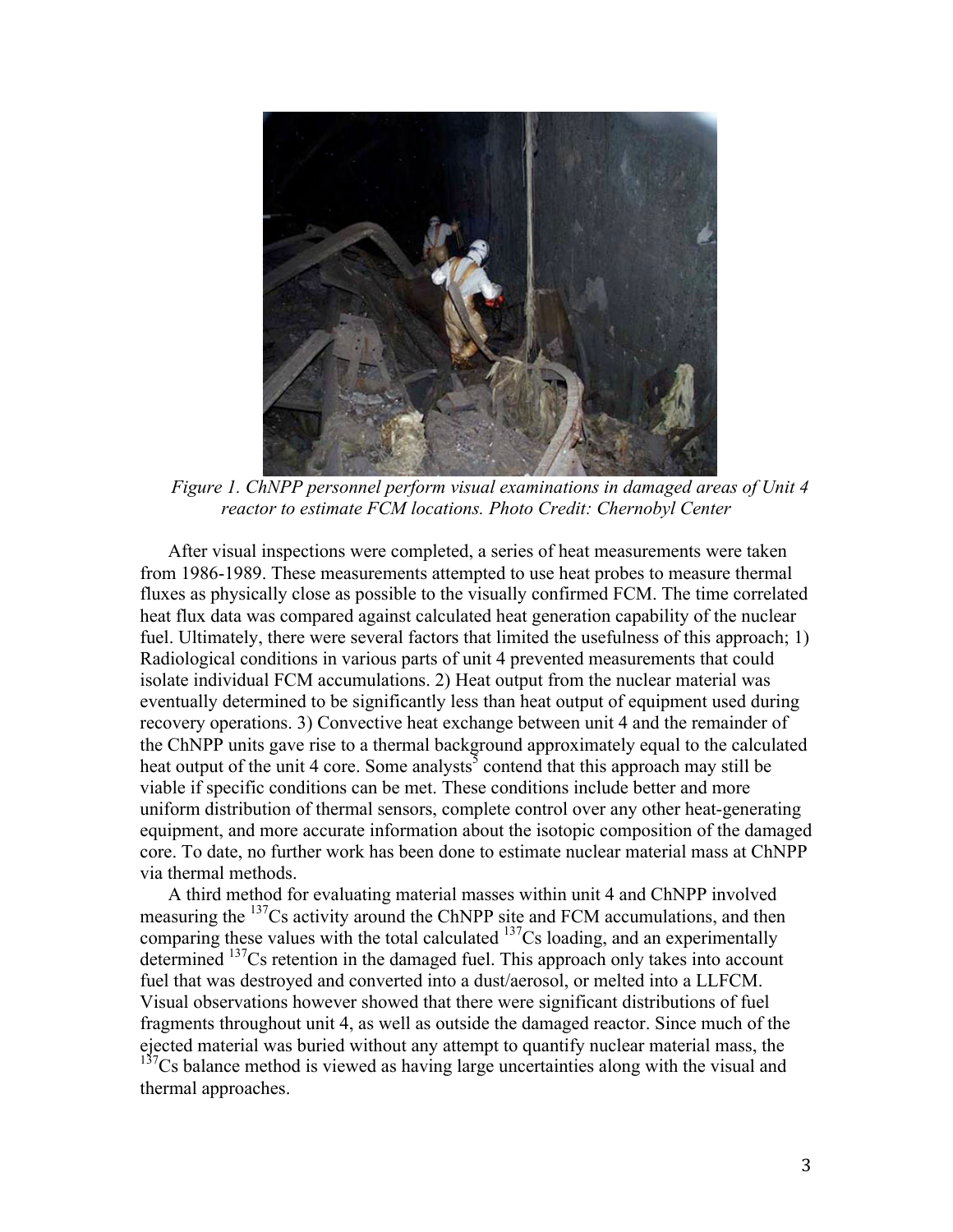*Figure 1. ChNPP personnel perform visual examinations in damaged areas of Unit 4 reactor to estimate FCM locations. Photo Credit: Chernobyl Center*

After visual inspections were completed, a series of heat measurements were taken from 1986-1989. These measurements attempted to use heat probes to measure thermal fluxes as physically close as possible to the visually confirmed FCM. The time correlated heat flux data was compared against calculated heat generation capability of the nuclear fuel. Ultimately, there were several factors that limited the usefulness of this approach; 1) Radiological conditions in various parts of unit 4 prevented measurements that could isolate individual FCM accumulations. 2) Heat output from the nuclear material was eventually determined to be significantly less than heat output of equipment used during recovery operations. 3) Convective heat exchange between unit 4 and the remainder of the ChNPP units gave rise to a thermal background approximately equal to the calculated heat output of the unit 4 core. Some analysts[5] contend that this approach may still be viable if specific conditions can be met. These conditions include better and more uniform distribution of thermal sensors, complete control over any other heat-generating equipment, and more accurate information about the isotopic composition of the damaged core. To date, no further work has been done to estimate nuclear material mass at ChNPP via thermal methods.

A third method for evaluating material masses within unit 4 and ChNPP involved measuring the $^{137}Cs$ activity around the ChNPP site and FCM accumulations, and then comparing these values with the total calculated $^{137}Cs$ loading, and an experimentally determined $^{137}Cs$ retention in the damaged fuel. This approach only takes into account fuel that was destroyed and converted into a dust/aerosol, or melted into a LLFCM. Visual observations however showed that there were significant distributions of fuel fragments throughout unit 4, as well as outside the damaged reactor. Since much of the ejected material was buried without any attempt to quantify nuclear material mass, the $^{137}Cs$ balance method is viewed as having large uncertainties along with the visual and thermal approaches.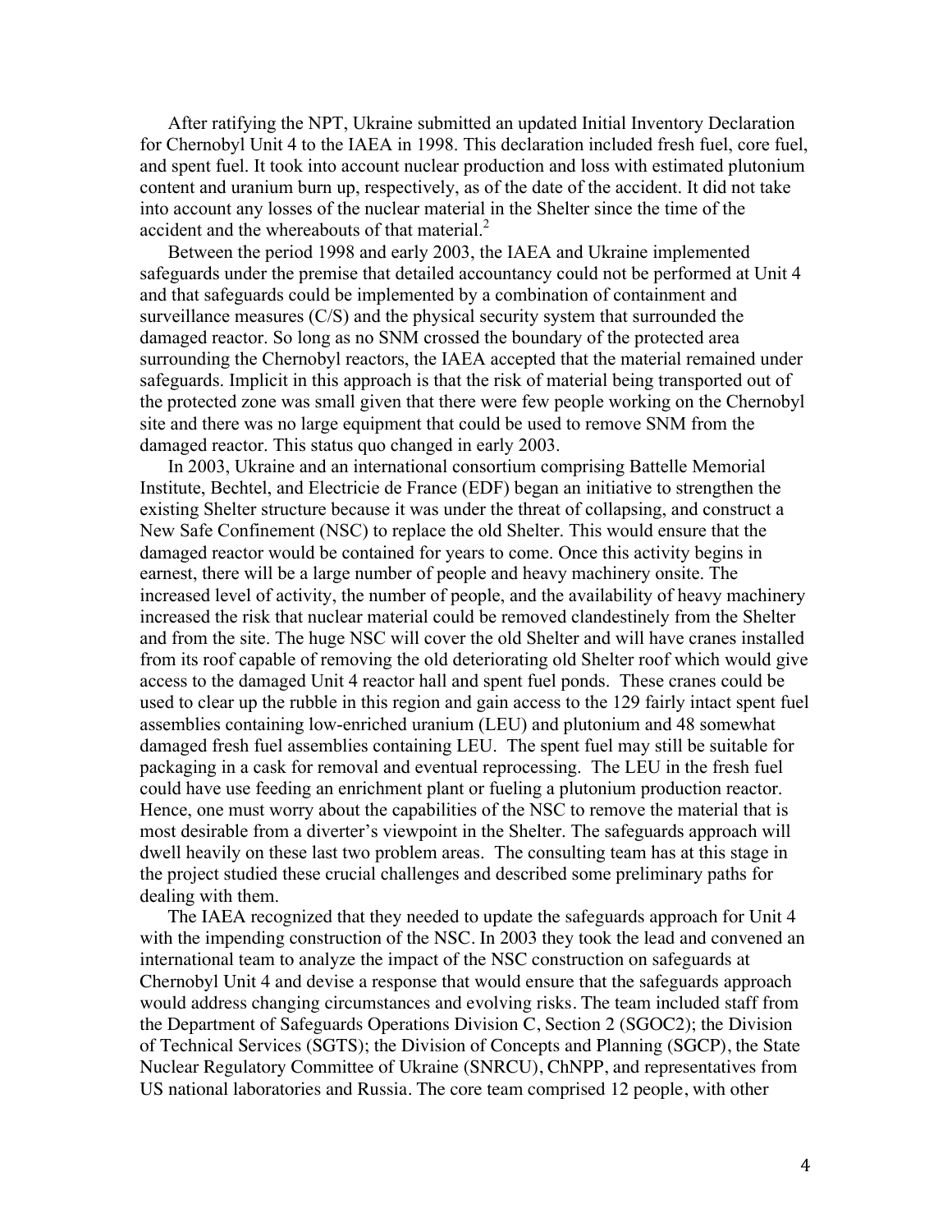After ratifying the NPT, Ukraine submitted an updated Initial Inventory Declaration for Chernobyl Unit 4 to the IAEA in 1998. This declaration included fresh fuel, core fuel, and spent fuel. It took into account nuclear production and loss with estimated plutonium content and uranium burn up, respectively, as of the date of the accident. It did not take into account any losses of the nuclear material in the Shelter since the time of the accident and the whereabouts of that material.[2]

Between the period 1998 and early 2003, the IAEA and Ukraine implemented safeguards under the premise that detailed accountancy could not be performed at Unit 4 and that safeguards could be implemented by a combination of containment and surveillance measures (C/S) and the physical security system that surrounded the damaged reactor. So long as no SNM crossed the boundary of the protected area surrounding the Chernobyl reactors, the IAEA accepted that the material remained under safeguards. Implicit in this approach is that the risk of material being transported out of the protected zone was small given that there were few people working on the Chernobyl site and there was no large equipment that could be used to remove SNM from the damaged reactor. This status quo changed in early 2003.

In 2003, Ukraine and an international consortium comprising Battelle Memorial Institute, Bechtel, and Electricie de France (EDF) began an initiative to strengthen the existing Shelter structure because it was under the threat of collapsing, and construct a New Safe Confinement (NSC) to replace the old Shelter. This would ensure that the damaged reactor would be contained for years to come. Once this activity begins in earnest, there will be a large number of people and heavy machinery onsite. The increased level of activity, the number of people, and the availability of heavy machinery increased the risk that nuclear material could be removed clandestinely from the Shelter and from the site. The huge NSC will cover the old Shelter and will have cranes installed from its roof capable of removing the old deteriorating old Shelter roof which would give access to the damaged Unit 4 reactor hall and spent fuel ponds. These cranes could be used to clear up the rubble in this region and gain access to the 129 fairly intact spent fuel assemblies containing low-enriched uranium (LEU) and plutonium and 48 somewhat damaged fresh fuel assemblies containing LEU. The spent fuel may still be suitable for packaging in a cask for removal and eventual reprocessing. The LEU in the fresh fuel could have use feeding an enrichment plant or fueling a plutonium production reactor. Hence, one must worry about the capabilities of the NSC to remove the material that is most desirable from a diverter's viewpoint in the Shelter. The safeguards approach will dwell heavily on these last two problem areas. The consulting team has at this stage in the project studied these crucial challenges and described some preliminary paths for dealing with them.

The IAEA recognized that they needed to update the safeguards approach for Unit 4 with the impending construction of the NSC. In 2003 they took the lead and convened an international team to analyze the impact of the NSC construction on safeguards at Chernobyl Unit 4 and devise a response that would ensure that the safeguards approach would address changing circumstances and evolving risks. The team included staff from the Department of Safeguards Operations Division C, Section 2 (SGOC2); the Division of Technical Services (SGTS); the Division of Concepts and Planning (SGCP), the State Nuclear Regulatory Committee of Ukraine (SNRCU), ChNPP, and representatives from US national laboratories and Russia. The core team comprised 12 people, with other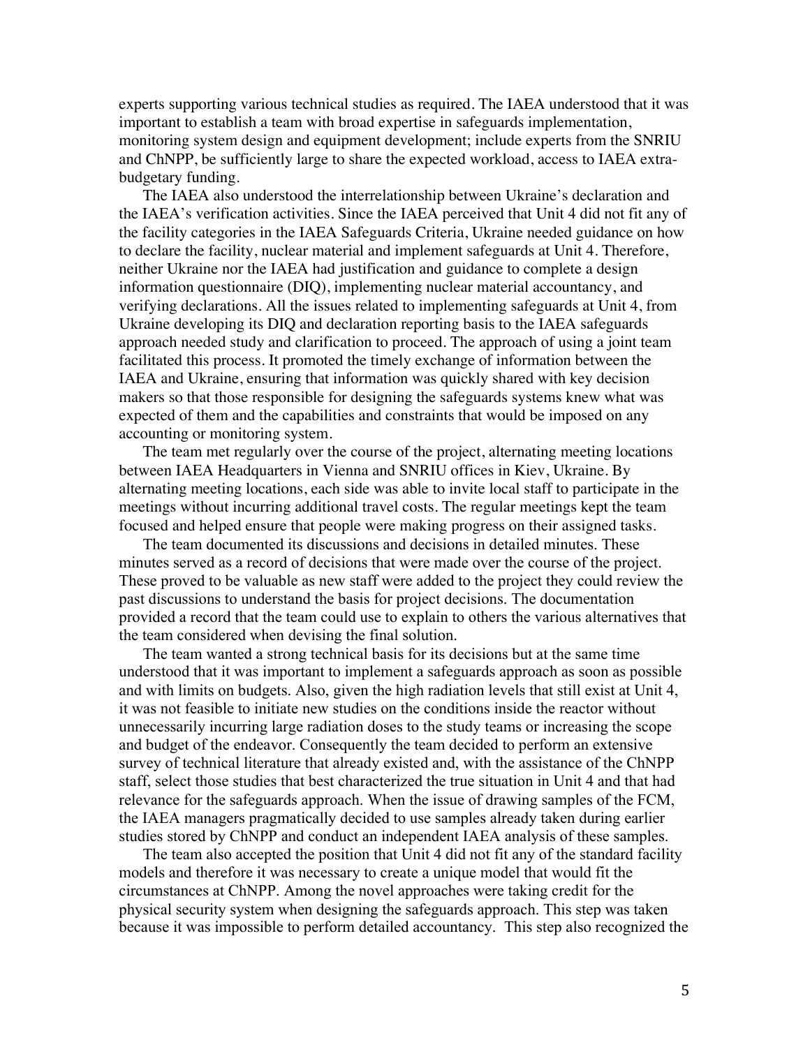experts supporting various technical studies as required. The IAEA understood that it was important to establish a team with broad expertise in safeguards implementation, monitoring system design and equipment development; include experts from the SNRIU and ChNPP, be sufficiently large to share the expected workload, access to IAEA extra-budgetary funding.

The IAEA also understood the interrelationship between Ukraine's declaration and the IAEA's verification activities. Since the IAEA perceived that Unit 4 did not fit any of the facility categories in the IAEA Safeguards Criteria, Ukraine needed guidance on how to declare the facility, nuclear material and implement safeguards at Unit 4. Therefore, neither Ukraine nor the IAEA had justification and guidance to complete a design information questionnaire (DIQ), implementing nuclear material accountancy, and verifying declarations. All the issues related to implementing safeguards at Unit 4, from Ukraine developing its DIQ and declaration reporting basis to the IAEA safeguards approach needed study and clarification to proceed. The approach of using a joint team facilitated this process. It promoted the timely exchange of information between the IAEA and Ukraine, ensuring that information was quickly shared with key decision makers so that those responsible for designing the safeguards systems knew what was expected of them and the capabilities and constraints that would be imposed on any accounting or monitoring system.

The team met regularly over the course of the project, alternating meeting locations between IAEA Headquarters in Vienna and SNRIU offices in Kiev, Ukraine. By alternating meeting locations, each side was able to invite local staff to participate in the meetings without incurring additional travel costs. The regular meetings kept the team focused and helped ensure that people were making progress on their assigned tasks.

The team documented its discussions and decisions in detailed minutes. These minutes served as a record of decisions that were made over the course of the project. These proved to be valuable as new staff were added to the project they could review the past discussions to understand the basis for project decisions. The documentation provided a record that the team could use to explain to others the various alternatives that the team considered when devising the final solution.

The team wanted a strong technical basis for its decisions but at the same time understood that it was important to implement a safeguards approach as soon as possible and with limits on budgets. Also, given the high radiation levels that still exist at Unit 4, it was not feasible to initiate new studies on the conditions inside the reactor without unnecessarily incurring large radiation doses to the study teams or increasing the scope and budget of the endeavor. Consequently the team decided to perform an extensive survey of technical literature that already existed and, with the assistance of the ChNPP staff, select those studies that best characterized the true situation in Unit 4 and that had relevance for the safeguards approach. When the issue of drawing samples of the FCM, the IAEA managers pragmatically decided to use samples already taken during earlier studies stored by ChNPP and conduct an independent IAEA analysis of these samples.

The team also accepted the position that Unit 4 did not fit any of the standard facility models and therefore it was necessary to create a unique model that would fit the circumstances at ChNPP. Among the novel approaches were taking credit for the physical security system when designing the safeguards approach. This step was taken because it was impossible to perform detailed accountancy. This step also recognized the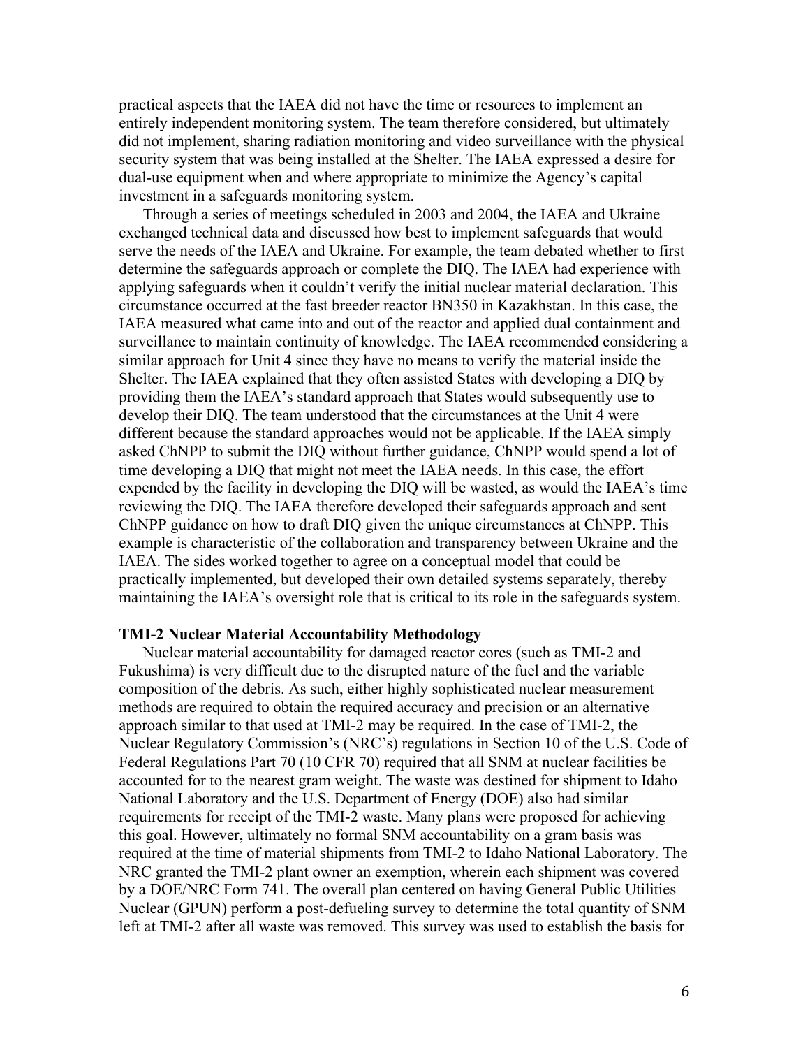practical aspects that the IAEA did not have the time or resources to implement an entirely independent monitoring system. The team therefore considered, but ultimately did not implement, sharing radiation monitoring and video surveillance with the physical security system that was being installed at the Shelter. The IAEA expressed a desire for dual-use equipment when and where appropriate to minimize the Agency's capital investment in a safeguards monitoring system.

Through a series of meetings scheduled in 2003 and 2004, the IAEA and Ukraine exchanged technical data and discussed how best to implement safeguards that would serve the needs of the IAEA and Ukraine. For example, the team debated whether to first determine the safeguards approach or complete the DIQ. The IAEA had experience with applying safeguards when it couldn't verify the initial nuclear material declaration. This circumstance occurred at the fast breeder reactor BN350 in Kazakhstan. In this case, the IAEA measured what came into and out of the reactor and applied dual containment and surveillance to maintain continuity of knowledge. The IAEA recommended considering a similar approach for Unit 4 since they have no means to verify the material inside the Shelter. The IAEA explained that they often assisted States with developing a DIQ by providing them the IAEA's standard approach that States would subsequently use to develop their DIQ. The team understood that the circumstances at the Unit 4 were different because the standard approaches would not be applicable. If the IAEA simply asked ChNPP to submit the DIQ without further guidance, ChNPP would spend a lot of time developing a DIQ that might not meet the IAEA needs. In this case, the effort expended by the facility in developing the DIQ will be wasted, as would the IAEA's time reviewing the DIQ. The IAEA therefore developed their safeguards approach and sent ChNPP guidance on how to draft DIQ given the unique circumstances at ChNPP. This example is characteristic of the collaboration and transparency between Ukraine and the IAEA. The sides worked together to agree on a conceptual model that could be practically implemented, but developed their own detailed systems separately, thereby maintaining the IAEA's oversight role that is critical to its role in the safeguards system.

### TMI-2 Nuclear Material Accountability Methodology

Nuclear material accountability for damaged reactor cores (such as TMI-2 and Fukushima) is very difficult due to the disrupted nature of the fuel and the variable composition of the debris. As such, either highly sophisticated nuclear measurement methods are required to obtain the required accuracy and precision or an alternative approach similar to that used at TMI-2 may be required. In the case of TMI-2, the Nuclear Regulatory Commission's (NRC's) regulations in Section 10 of the U.S. Code of Federal Regulations Part 70 (10 CFR 70) required that all SNM at nuclear facilities be accounted for to the nearest gram weight. The waste was destined for shipment to Idaho National Laboratory and the U.S. Department of Energy (DOE) also had similar requirements for receipt of the TMI-2 waste. Many plans were proposed for achieving this goal. However, ultimately no formal SNM accountability on a gram basis was required at the time of material shipments from TMI-2 to Idaho National Laboratory. The NRC granted the TMI-2 plant owner an exemption, wherein each shipment was covered by a DOE/NRC Form 741. The overall plan centered on having General Public Utilities Nuclear (GPUN) perform a post-defueling survey to determine the total quantity of SNM left at TMI-2 after all waste was removed. This survey was used to establish the basis for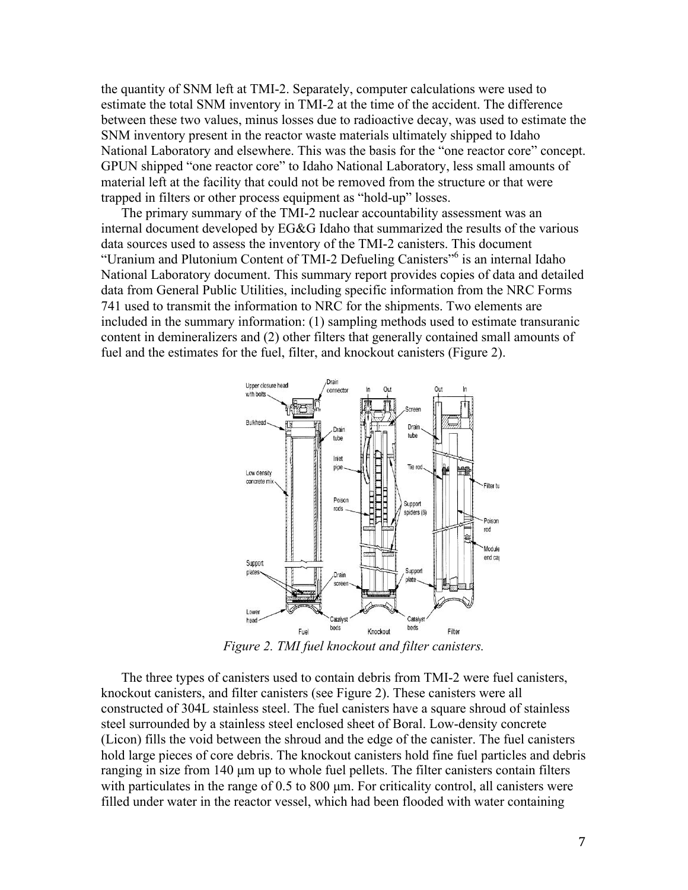the quantity of SNM left at TMI-2. Separately, computer calculations were used to estimate the total SNM inventory in TMI-2 at the time of the accident. The difference between these two values, minus losses due to radioactive decay, was used to estimate the SNM inventory present in the reactor waste materials ultimately shipped to Idaho National Laboratory and elsewhere. This was the basis for the "one reactor core" concept. GPUN shipped "one reactor core" to Idaho National Laboratory, less small amounts of material left at the facility that could not be removed from the structure or that were trapped in filters or other process equipment as "hold-up" losses.

The primary summary of the TMI-2 nuclear accountability assessment was an internal document developed by EG&G Idaho that summarized the results of the various data sources used to assess the inventory of the TMI-2 canisters. This document "Uranium and Plutonium Content of TMI-2 Defueling Canisters"[6] is an internal Idaho National Laboratory document. This summary report provides copies of data and detailed data from General Public Utilities, including specific information from the NRC Forms 741 used to transmit the information to NRC for the shipments. Two elements are included in the summary information: (1) sampling methods used to estimate transuranic content in demineralizers and (2) other filters that generally contained small amounts of fuel and the estimates for the fuel, filter, and knockout canisters (Figure 2).

*Figure 2. TMI fuel knockout and filter canisters.*

The three types of canisters used to contain debris from TMI-2 were fuel canisters, knockout canisters, and filter canisters (see Figure 2). These canisters were all constructed of 304L stainless steel. The fuel canisters have a square shroud of stainless steel surrounded by a stainless steel enclosed sheet of Boral. Low-density concrete (Licon) fills the void between the shroud and the edge of the canister. The fuel canisters hold large pieces of core debris. The knockout canisters hold fine fuel particles and debris ranging in size from 140 μm up to whole fuel pellets. The filter canisters contain filters with particulates in the range of 0.5 to 800 μm. For criticality control, all canisters were filled under water in the reactor vessel, which had been flooded with water containing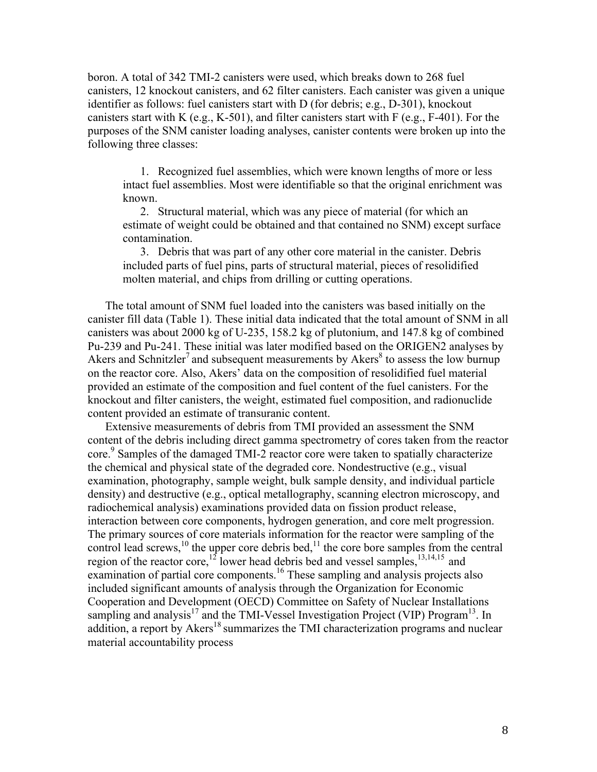boron. A total of 342 TMI-2 canisters were used, which breaks down to 268 fuel canisters, 12 knockout canisters, and 62 filter canisters. Each canister was given a unique identifier as follows: fuel canisters start with D (for debris; e.g., D-301), knockout canisters start with K (e.g., K-501), and filter canisters start with F (e.g., F-401). For the purposes of the SNM canister loading analyses, canister contents were broken up into the following three classes:

1. Recognized fuel assemblies, which were known lengths of more or less intact fuel assemblies. Most were identifiable so that the original enrichment was known.
2. Structural material, which was any piece of material (for which an estimate of weight could be obtained and that contained no SNM) except surface contamination.
3. Debris that was part of any other core material in the canister. Debris included parts of fuel pins, parts of structural material, pieces of resolidified molten material, and chips from drilling or cutting operations.

The total amount of SNM fuel loaded into the canisters was based initially on the canister fill data (Table 1). These initial data indicated that the total amount of SNM in all canisters was about 2000 kg of U-235, 158.2 kg of plutonium, and 147.8 kg of combined Pu-239 and Pu-241. These initial was later modified based on the ORIGEN2 analyses by Akers and Schnitzler[7] and subsequent measurements by Akers[8] to assess the low burnup on the reactor core. Also, Akers' data on the composition of resolidified fuel material provided an estimate of the composition and fuel content of the fuel canisters. For the knockout and filter canisters, the weight, estimated fuel composition, and radionuclide content provided an estimate of transuranic content.

Extensive measurements of debris from TMI provided an assessment the SNM content of the debris including direct gamma spectrometry of cores taken from the reactor core.[9] Samples of the damaged TMI-2 reactor core were taken to spatially characterize the chemical and physical state of the degraded core. Nondestructive (e.g., visual examination, photography, sample weight, bulk sample density, and individual particle density) and destructive (e.g., optical metallography, scanning electron microscopy, and radiochemical analysis) examinations provided data on fission product release, interaction between core components, hydrogen generation, and core melt progression. The primary sources of core materials information for the reactor were sampling of the control lead screws,[10] the upper core debris bed,[11] the core bore samples from the central region of the reactor core,[12] lower head debris bed and vessel samples,[13,14,15] and examination of partial core components.[16] These sampling and analysis projects also included significant amounts of analysis through the Organization for Economic Cooperation and Development (OECD) Committee on Safety of Nuclear Installations sampling and analysis[17] and the TMI-Vessel Investigation Project (VIP) Program[13]. In addition, a report by Akers[18] summarizes the TMI characterization programs and nuclear material accountability process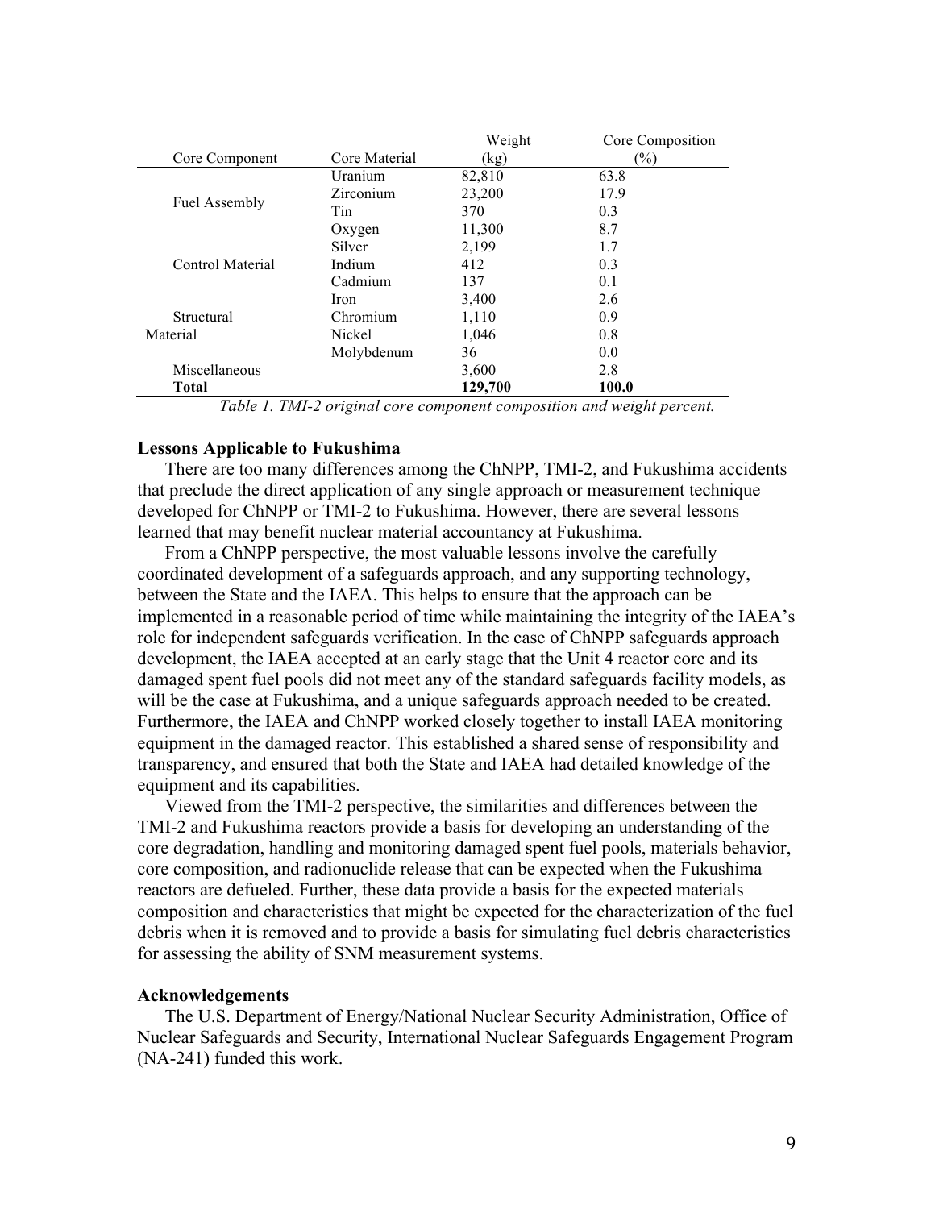| Core Component | Core Material | Weight (kg) | Core Composition (%) |
|---|---|---|---|
| Fuel Assembly | Uranium | 82,810 | 63.8 |
| | Zirconium | 23,200 | 17.9 |
| | Tin | 370 | 0.3 |
| | Oxygen | 11,300 | 8.7 |
| Control Material | Silver | 2,199 | 1.7 |
| | Indium | 412 | 0.3 |
| | Cadmium | 137 | 0.1 |
| Structural Material | Iron | 3,400 | 2.6 |
| | Chromium | 1,110 | 0.9 |
| | Nickel | 1,046 | 0.8 |
| | Molybdenum | 36 | 0.0 |
| Miscellaneous | | 3,600 | 2.8 |
| **Total** | | **129,700** | **100.0** |

*Table 1. TMI-2 original core component composition and weight percent.*

## Lessons Applicable to Fukushima

There are too many differences among the ChNPP, TMI-2, and Fukushima accidents that preclude the direct application of any single approach or measurement technique developed for ChNPP or TMI-2 to Fukushima. However, there are several lessons learned that may benefit nuclear material accountancy at Fukushima.

From a ChNPP perspective, the most valuable lessons involve the carefully coordinated development of a safeguards approach, and any supporting technology, between the State and the IAEA. This helps to ensure that the approach can be implemented in a reasonable period of time while maintaining the integrity of the IAEA's role for independent safeguards verification. In the case of ChNPP safeguards approach development, the IAEA accepted at an early stage that the Unit 4 reactor core and its damaged spent fuel pools did not meet any of the standard safeguards facility models, as will be the case at Fukushima, and a unique safeguards approach needed to be created. Furthermore, the IAEA and ChNPP worked closely together to install IAEA monitoring equipment in the damaged reactor. This established a shared sense of responsibility and transparency, and ensured that both the State and IAEA had detailed knowledge of the equipment and its capabilities.

Viewed from the TMI-2 perspective, the similarities and differences between the TMI-2 and Fukushima reactors provide a basis for developing an understanding of the core degradation, handling and monitoring damaged spent fuel pools, materials behavior, core composition, and radionuclide release that can be expected when the Fukushima reactors are defueled. Further, these data provide a basis for the expected materials composition and characteristics that might be expected for the characterization of the fuel debris when it is removed and to provide a basis for simulating fuel debris characteristics for assessing the ability of SNM measurement systems.

## Acknowledgements

The U.S. Department of Energy/National Nuclear Security Administration, Office of Nuclear Safeguards and Security, International Nuclear Safeguards Engagement Program (NA-241) funded this work.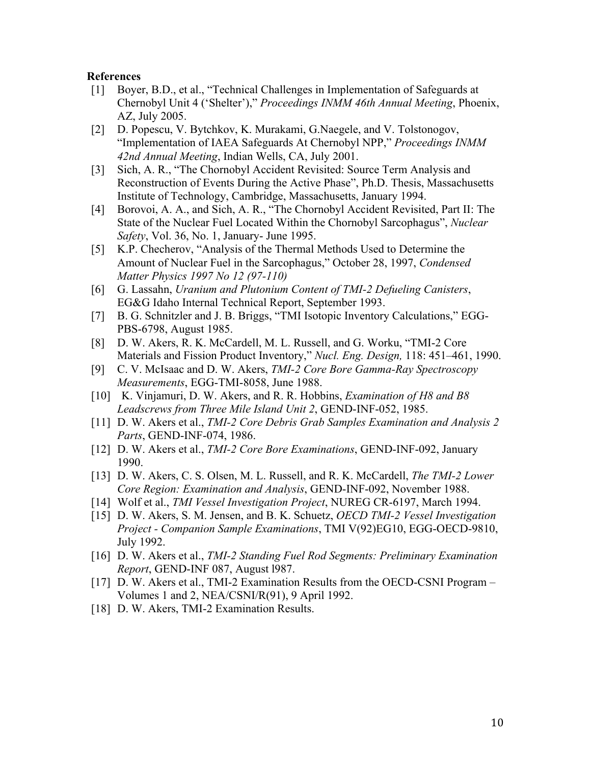**References**

[1] Boyer, B.D., et al., “Technical Challenges in Implementation of Safeguards at Chernobyl Unit 4 (‘Shelter’),” *Proceedings INMM 46th Annual Meeting*, Phoenix, AZ, July 2005.

[2] D. Popescu, V. Bytchkov, K. Murakami, G.Naegele, and V. Tolstonogov, “Implementation of IAEA Safeguards At Chernobyl NPP,” *Proceedings INMM 42nd Annual Meeting*, Indian Wells, CA, July 2001.

[3] Sich, A. R., “The Chornobyl Accident Revisited: Source Term Analysis and Reconstruction of Events During the Active Phase”, Ph.D. Thesis, Massachusetts Institute of Technology, Cambridge, Massachusetts, January 1994.

[4] Borovoi, A. A., and Sich, A. R., “The Chornobyl Accident Revisited, Part II: The State of the Nuclear Fuel Located Within the Chornobyl Sarcophagus”, *Nuclear Safety*, Vol. 36, No. 1, January- June 1995.

[5] K.P. Checherov, “Analysis of the Thermal Methods Used to Determine the Amount of Nuclear Fuel in the Sarcophagus,” October 28, 1997, *Condensed Matter Physics 1997 No 12 (97-110)*

[6] G. Lassahn, *Uranium and Plutonium Content of TMI-2 Defueling Canisters*, EG&G Idaho Internal Technical Report, September 1993.

[7] B. G. Schnitzler and J. B. Briggs, “TMI Isotopic Inventory Calculations,” EGG-PBS-6798, August 1985.

[8] D. W. Akers, R. K. McCardell, M. L. Russell, and G. Worku, “TMI-2 Core Materials and Fission Product Inventory,” *Nucl. Eng. Design,* 118: 451–461, 1990.

[9] C. V. McIsaac and D. W. Akers, *TMI-2 Core Bore Gamma-Ray Spectroscopy Measurements*, EGG-TMI-8058, June 1988.

[10] K. Vinjamuri, D. W. Akers, and R. R. Hobbins, *Examination of H8 and B8 Leadscrews from Three Mile Island Unit 2*, GEND-INF-052, 1985.

[11] D. W. Akers et al., *TMI-2 Core Debris Grab Samples Examination and Analysis 2 Parts*, GEND-INF-074, 1986.

[12] D. W. Akers et al., *TMI-2 Core Bore Examinations*, GEND-INF-092, January 1990.

[13] D. W. Akers, C. S. Olsen, M. L. Russell, and R. K. McCardell, *The TMI-2 Lower Core Region: Examination and Analysis*, GEND-INF-092, November 1988.

[14] Wolf et al., *TMI Vessel Investigation Project*, NUREG CR-6197, March 1994.

[15] D. W. Akers, S. M. Jensen, and B. K. Schuetz, *OECD TMI-2 Vessel Investigation Project - Companion Sample Examinations*, TMI V(92)EG10, EGG-OECD-9810, July 1992.

[16] D. W. Akers et al., *TMI-2 Standing Fuel Rod Segments: Preliminary Examination Report*, GEND-INF 087, August l987.

[17] D. W. Akers et al., TMI-2 Examination Results from the OECD-CSNI Program – Volumes 1 and 2, NEA/CSNI/R(91), 9 April 1992.

[18] D. W. Akers, TMI-2 Examination Results.